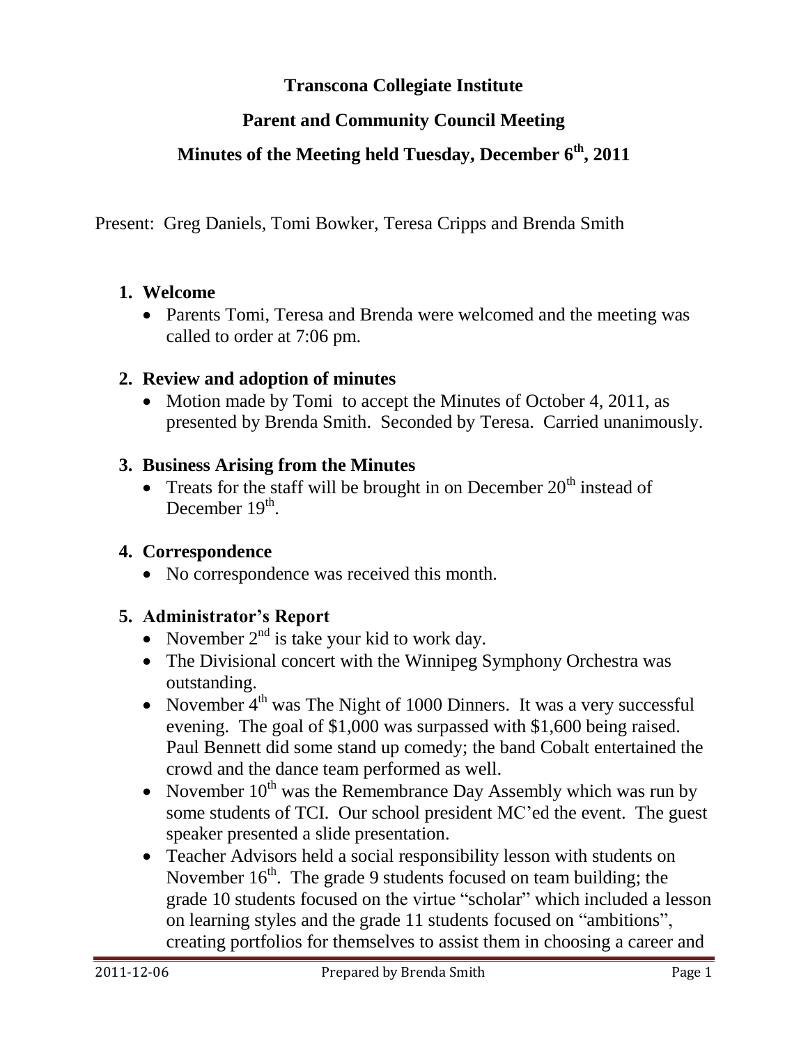# Transcona Collegiate Institute

## Parent and Community Council Meeting

## Minutes of the Meeting held Tuesday, December 6th, 2011

Present: Greg Daniels, Tomi Bowker, Teresa Cripps and Brenda Smith

1. **Welcome**
   - Parents Tomi, Teresa and Brenda were welcomed and the meeting was called to order at 7:06 pm.

2. **Review and adoption of minutes**
   - Motion made by Tomi to accept the Minutes of October 4, 2011, as presented by Brenda Smith. Seconded by Teresa. Carried unanimously.

3. **Business Arising from the Minutes**
   - Treats for the staff will be brought in on December 20th instead of December 19th.

4. **Correspondence**
   - No correspondence was received this month.

5. **Administrator's Report**
   - November 2nd is take your kid to work day.
   - The Divisional concert with the Winnipeg Symphony Orchestra was outstanding.
   - November 4th was The Night of 1000 Dinners. It was a very successful evening. The goal of $1,000 was surpassed with $1,600 being raised. Paul Bennett did some stand up comedy; the band Cobalt entertained the crowd and the dance team performed as well.
   - November 10th was the Remembrance Day Assembly which was run by some students of TCI. Our school president MC'ed the event. The guest speaker presented a slide presentation.
   - Teacher Advisors held a social responsibility lesson with students on November 16th. The grade 9 students focused on team building; the grade 10 students focused on the virtue "scholar" which included a lesson on learning styles and the grade 11 students focused on "ambitions", creating portfolios for themselves to assist them in choosing a career and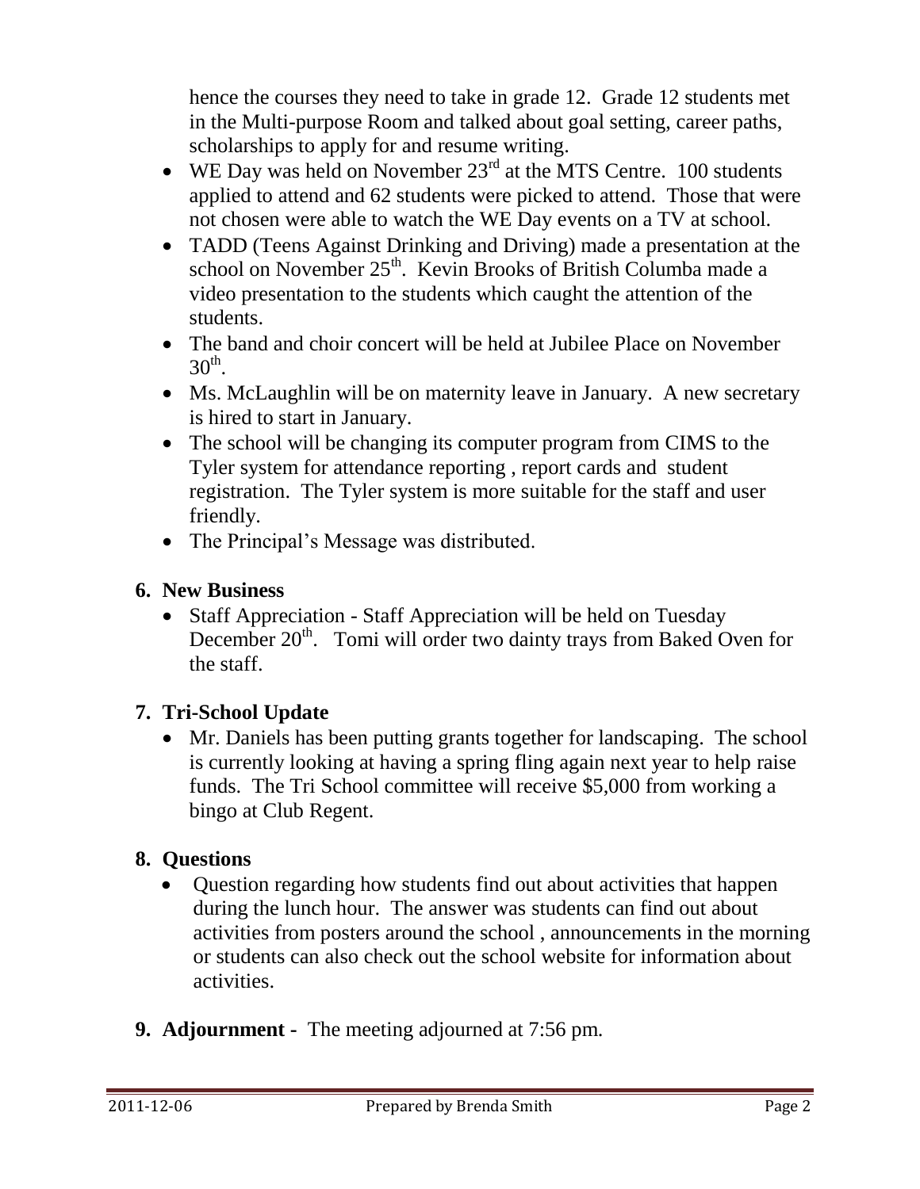hence the courses they need to take in grade 12. Grade 12 students met in the Multi-purpose Room and talked about goal setting, career paths, scholarships to apply for and resume writing.

- WE Day was held on November 23rd at the MTS Centre. 100 students applied to attend and 62 students were picked to attend. Those that were not chosen were able to watch the WE Day events on a TV at school.
- TADD (Teens Against Drinking and Driving) made a presentation at the school on November 25th. Kevin Brooks of British Columba made a video presentation to the students which caught the attention of the students.
- The band and choir concert will be held at Jubilee Place on November 30th.
- Ms. McLaughlin will be on maternity leave in January. A new secretary is hired to start in January.
- The school will be changing its computer program from CIMS to the Tyler system for attendance reporting , report cards and student registration. The Tyler system is more suitable for the staff and user friendly.
- The Principal's Message was distributed.

**6. New Business**

- Staff Appreciation - Staff Appreciation will be held on Tuesday December 20th. Tomi will order two dainty trays from Baked Oven for the staff.

**7. Tri-School Update**

- Mr. Daniels has been putting grants together for landscaping. The school is currently looking at having a spring fling again next year to help raise funds. The Tri School committee will receive $5,000 from working a bingo at Club Regent.

**8. Questions**

- Question regarding how students find out about activities that happen during the lunch hour. The answer was students can find out about activities from posters around the school , announcements in the morning or students can also check out the school website for information about activities.

**9. Adjournment -** The meeting adjourned at 7:56 pm.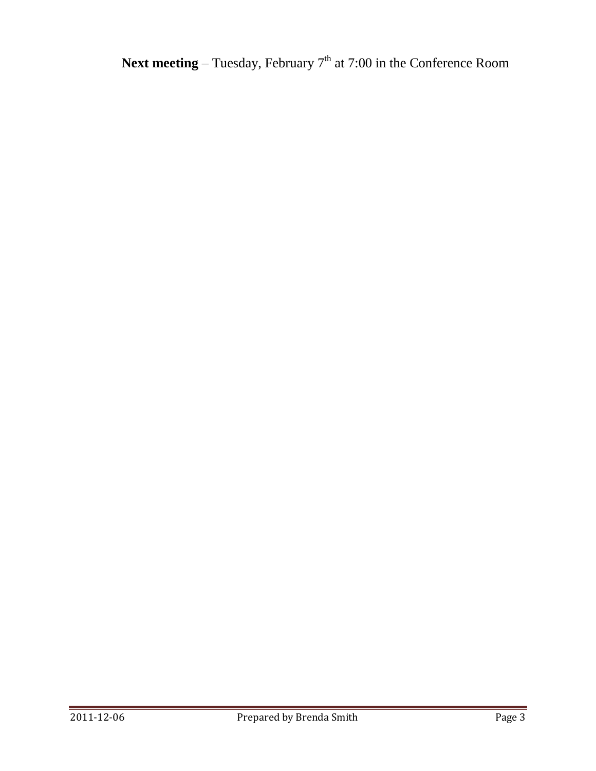**Next meeting** – Tuesday, February 7th at 7:00 in the Conference Room